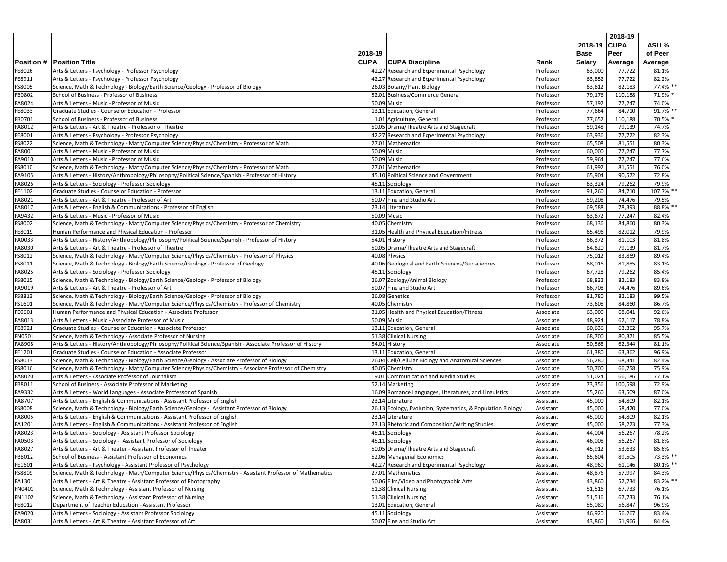| Position # | Position Title | 2018-19 CUPA | CUPA Discipline | Rank | 2018-19 Base Salary | 2018-19 CUPA Peer Average | ASU % of Peer Average | |
|---|---|---|---|---|---|---|---|---|
| FE8026 | Arts & Letters - Psychology - Professor Psychology | 42.27 | Research and Experimental Psychology | Professor | 63,000 | 77,722 | 81.1% | |
| FE8911 | Arts & Letters - Psychology - Professor Psychology | 42.27 | Research and Experimental Psychology | Professor | 63,852 | 77,722 | 82.2% | |
| FS8005 | Science, Math & Technology - Biology/Earth Science/Geology - Professor of Biology | 26.03 | Botany/Plant Biology | Professor | 63,612 | 82,183 | 77.4% | ** |
| FB0802 | School of Business - Professor of Business | 52.01 | Business/Commerce General | Professor | 79,176 | 110,188 | 71.9% | * |
| FA8024 | Arts & Letters - Music - Professor of Music | 50.09 | Music | Professor | 57,192 | 77,247 | 74.0% | |
| FE8033 | Graduate Studies - Counselor Education - Professor | 13.11 | Education, General | Professor | 77,664 | 84,710 | 91.7% | ** |
| FB0701 | School of Business - Professor of Business | 1.01 | Agriculture, General | Professor | 77,652 | 110,188 | 70.5% | * |
| FA8012 | Arts & Letters - Art & Theatre - Professor of Theatre | 50.05 | Drama/Theatre Arts and Stagecraft | Professor | 59,148 | 79,139 | 74.7% | |
| FE8001 | Arts & Letters - Psychology - Professor Psychology | 42.27 | Research and Experimental Psychology | Professor | 63,936 | 77,722 | 82.3% | |
| FS8022 | Science, Math & Technology - Math/Computer Science/Physics/Chemistry - Professor of Math | 27.01 | Mathematics | Professor | 65,508 | 81,551 | 80.3% | |
| FA8001 | Arts & Letters - Music - Professor of Music | 50.09 | Music | Professor | 60,000 | 77,247 | 77.7% | |
| FA9010 | Arts & Letters - Music - Professor of Music | 50.09 | Music | Professor | 59,964 | 77,247 | 77.6% | |
| FS8010 | Science, Math & Technology - Math/Computer Science/Physics/Chemistry - Professor of Math | 27.01 | Mathematics | Professor | 61,992 | 81,551 | 76.0% | |
| FA9105 | Arts & Letters - History/Anthropology/Philosophy/Political Science/Spanish - Professor of History | 45.10 | Political Science and Government | Professor | 65,904 | 90,572 | 72.8% | |
| FA8026 | Arts & Letters - Sociology - Professor Sociology | 45.11 | Sociology | Professor | 63,324 | 79,262 | 79.9% | |
| FE1102 | Graduate Studies - Counselor Education - Professor | 13.11 | Education, General | Professor | 91,260 | 84,710 | 107.7% | ** |
| FA8021 | Arts & Letters - Art & Theatre - Professor of Art | 50.07 | Fine and Studio Art | Professor | 59,208 | 74,476 | 79.5% | |
| FA8017 | Arts & Letters - English & Communications - Professor of English | 23.14 | Literature | Professor | 69,588 | 78,393 | 88.8% | ** |
| FA9432 | Arts & Letters - Music - Professor of Music | 50.09 | Music | Professor | 63,672 | 77,247 | 82.4% | |
| FS8002 | Science, Math & Technology - Math/Computer Science/Physics/Chemistry - Professor of Chemistry | 40.05 | Chemistry | Professor | 68,136 | 84,860 | 80.3% | |
| FE8019 | Human Performance and Physical Education - Professor | 31.05 | Health and Physical Education/Fitness | Professor | 65,496 | 82,012 | 79.9% | |
| FA0033 | Arts & Letters - History/Anthropology/Philosophy/Political Science/Spanish - Professor of History | 54.01 | History | Professor | 66,372 | 81,103 | 81.8% | |
| FA8030 | Arts & Letters - Art & Theatre - Professor of Theatre | 50.05 | Drama/Theatre Arts and Stagecraft | Professor | 64,620 | 79,139 | 81.7% | |
| FS8012 | Science, Math & Technology - Math/Computer Science/Physics/Chemistry - Professor of Physics | 40.08 | Physics | Professor | 75,012 | 83,869 | 89.4% | |
| FS8011 | Science, Math & Technology - Biology/Earth Science/Geology - Professor of Geology | 40.06 | Geological and Earth Sciences/Geosciences | Professor | 68,016 | 81,885 | 83.1% | |
| FA8025 | Arts & Letters - Sociology - Professor Sociology | 45.11 | Sociology | Professor | 67,728 | 79,262 | 85.4% | |
| FS8015 | Science, Math & Technology - Biology/Earth Science/Geology - Professor of Biology | 26.07 | Zoology/Animal Biology | Professor | 68,832 | 82,183 | 83.8% | |
| FA9019 | Arts & Letters - Art & Theatre - Professor of Art | 50.07 | Fine and Studio Art | Professor | 66,708 | 74,476 | 89.6% | |
| FS8813 | Science, Math & Technology - Biology/Earth Science/Geology - Professor of Biology | 26.08 | Genetics | Professor | 81,780 | 82,183 | 99.5% | |
| FS1601 | Science, Math & Technology - Math/Computer Science/Physics/Chemistry - Professor of Chemistry | 40.05 | Chemistry | Professor | 73,608 | 84,860 | 86.7% | |
| FE0601 | Human Performance and Physical Education - Associate Professor | 31.05 | Health and Physical Education/Fitness | Associate | 63,000 | 68,041 | 92.6% | |
| FA8013 | Arts & Letters - Music - Associate Professor of Music | 50.09 | Music | Associate | 48,924 | 62,117 | 78.8% | |
| FE8921 | Graduate Studies - Counselor Education - Associate Professor | 13.11 | Education, General | Associate | 60,636 | 63,362 | 95.7% | |
| FN0501 | Science, Math & Technology - Associate Professor of Nursing | 51.38 | Clinical Nursing | Associate | 68,700 | 80,371 | 85.5% | |
| FA8908 | Arts & Letters - History/Anthropology/Philosophy/Political Science/Spanish - Associate Professor of History | 54.01 | History | Associate | 50,568 | 62,344 | 81.1% | |
| FE1201 | Graduate Studies - Counselor Education - Associate Professor | 13.11 | Education, General | Associate | 61,380 | 63,362 | 96.9% | |
| FS8013 | Science, Math & Technology - Biology/Earth Science/Geology - Associate Professor of Biology | 26.04 | Cell/Cellular Biology and Anatomical Sciences | Associate | 56,280 | 68,341 | 82.4% | |
| FS8016 | Science, Math & Technology - Math/Computer Science/Physics/Chemistry - Associate Professor of Chemistry | 40.05 | Chemistry | Associate | 50,700 | 66,758 | 75.9% | |
| FA8020 | Arts & Letters - Associate Professor of Journalism | 9.01 | Communication and Media Studies | Associate | 51,024 | 66,186 | 77.1% | |
| FB8011 | School of Business - Associate Professor of Marketing | 52.14 | Marketing | Associate | 73,356 | 100,598 | 72.9% | |
| FA9332 | Arts & Letters - World Languages - Associate Professor of Spanish | 16.09 | Romance Languages, Literatures, and Linguistics | Associate | 55,260 | 63,509 | 87.0% | |
| FA8707 | Arts & Letters - English & Communications - Assistant Professor of English | 23.14 | Literature | Assistant | 45,000 | 54,809 | 82.1% | |
| FS8008 | Science, Math & Technology - Biology/Earth Science/Geology - Assistant Professor of Biology | 26.13 | Ecology, Evolution, Systematics, & Population Biology | Assistant | 45,000 | 58,420 | 77.0% | |
| FA8005 | Arts & Letters - English & Communications - Assistant Professor of English | 23.14 | Literature | Assistant | 45,000 | 54,809 | 82.1% | |
| FA1201 | Arts & Letters - English & Communications - Assistant Professor of English | 23.13 | Rhetoric and Composition/Writing Studies. | Assistant | 45,000 | 58,223 | 77.3% | |
| FA8023 | Arts & Letters - Sociology - Assistant Professor Sociology | 45.11 | Sociology | Assistant | 44,004 | 56,267 | 78.2% | |
| FA0503 | Arts & Letters - Sociology - Assistant Professor of Sociology | 45.11 | Sociology | Assistant | 46,008 | 56,267 | 81.8% | |
| FA8027 | Arts & Letters - Art & Theater - Assistant Professor of Theater | 50.05 | Drama/Theatre Arts and Stagecraft | Assistant | 45,912 | 53,633 | 85.6% | |
| FB8012 | School of Business - Assistant Professor of Economics | 52.06 | Managerial Economics | Assistant | 65,604 | 89,505 | 73.3% | ** |
| FE1601 | Arts & Letters - Psychology - Assistant Professor of Psychology | 42.27 | Research and Experimental Psychology | Assistant | 48,960 | 61,146 | 80.1% | ** |
| FS8809 | Science, Math & Technology - Math/Computer Science/Physics/Chemistry - Assistant Professor of Mathematics | 27.01 | Mathematics | Assistant | 48,876 | 57,997 | 84.3% | |
| FA1301 | Arts & Letters - Art & Theatre - Assistant Professor of Photography | 50.06 | Film/Video and Photographic Arts | Assistant | 43,860 | 52,734 | 83.2% | ** |
| FN0401 | Science, Math & Technology - Assistant Professor of Nursing | 51.38 | Clinical Nursing | Assistant | 51,516 | 67,733 | 76.1% | |
| FN1102 | Science, Math & Technology - Assistant Professor of Nursing | 51.38 | Clinical Nursing | Assistant | 51,516 | 67,733 | 76.1% | |
| FE8012 | Department of Teacher Education - Assistant Professor | 13.01 | Education, General | Assistant | 55,080 | 56,847 | 96.9% | |
| FA9020 | Arts & Letters - Sociology - Assistant Professor Sociology | 45.11 | Sociology | Assistant | 46,920 | 56,267 | 83.4% | |
| FA8031 | Arts & Letters - Art & Theatre - Assistant Professor of Art | 50.07 | Fine and Studio Art | Assistant | 43,860 | 51,966 | 84.4% | |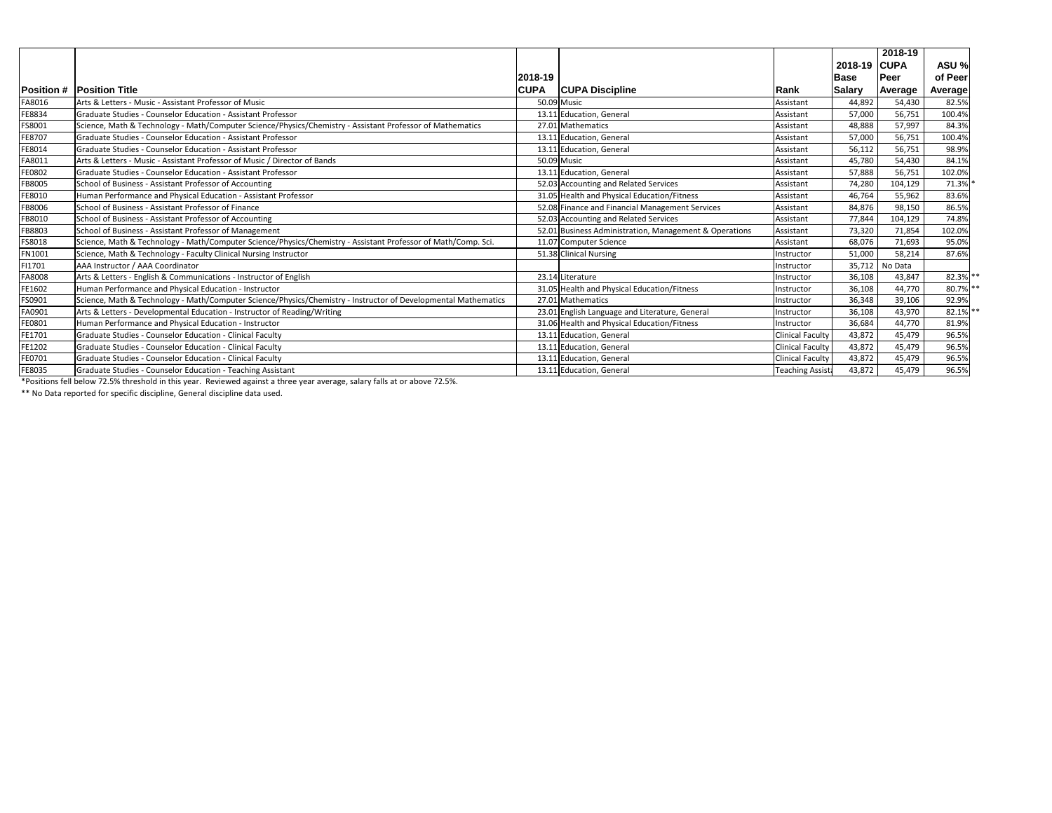| Position # | Position Title | 2018-19 CUPA | CUPA Discipline | Rank | 2018-19 Base Salary | 2018-19 CUPA Peer Average | ASU % of Peer Average | |
|---|---|---|---|---|---|---|---|---|
| FA8016 | Arts & Letters - Music - Assistant Professor of Music | 50.09 | Music | Assistant | 44,892 | 54,430 | 82.5% | |
| FE8834 | Graduate Studies - Counselor Education - Assistant Professor | 13.11 | Education, General | Assistant | 57,000 | 56,751 | 100.4% | |
| FS8001 | Science, Math & Technology - Math/Computer Science/Physics/Chemistry - Assistant Professor of Mathematics | 27.01 | Mathematics | Assistant | 48,888 | 57,997 | 84.3% | |
| FE8707 | Graduate Studies - Counselor Education - Assistant Professor | 13.11 | Education, General | Assistant | 57,000 | 56,751 | 100.4% | |
| FE8014 | Graduate Studies - Counselor Education - Assistant Professor | 13.11 | Education, General | Assistant | 56,112 | 56,751 | 98.9% | |
| FA8011 | Arts & Letters - Music - Assistant Professor of Music / Director of Bands | 50.09 | Music | Assistant | 45,780 | 54,430 | 84.1% | |
| FE0802 | Graduate Studies - Counselor Education - Assistant Professor | 13.11 | Education, General | Assistant | 57,888 | 56,751 | 102.0% | |
| FB8005 | School of Business - Assistant Professor of Accounting | 52.03 | Accounting and Related Services | Assistant | 74,280 | 104,129 | 71.3% | * |
| FE8010 | Human Performance and Physical Education - Assistant Professor | 31.05 | Health and Physical Education/Fitness | Assistant | 46,764 | 55,962 | 83.6% | |
| FB8006 | School of Business - Assistant Professor of Finance | 52.08 | Finance and Financial Management Services | Assistant | 84,876 | 98,150 | 86.5% | |
| FB8010 | School of Business - Assistant Professor of Accounting | 52.03 | Accounting and Related Services | Assistant | 77,844 | 104,129 | 74.8% | |
| FB8803 | School of Business - Assistant Professor of Management | 52.01 | Business Administration, Management & Operations | Assistant | 73,320 | 71,854 | 102.0% | |
| FS8018 | Science, Math & Technology - Math/Computer Science/Physics/Chemistry - Assistant Professor of Math/Comp. Sci. | 11.07 | Computer Science | Assistant | 68,076 | 71,693 | 95.0% | |
| FN1001 | Science, Math & Technology - Faculty Clinical Nursing Instructor | 51.38 | Clinical Nursing | Instructor | 51,000 | 58,214 | 87.6% | |
| FI1701 | AAA Instructor / AAA Coordinator | | | Instructor | 35,712 | No Data | | |
| FA8008 | Arts & Letters - English & Communications - Instructor of English | 23.14 | Literature | Instructor | 36,108 | 43,847 | 82.3% | ** |
| FE1602 | Human Performance and Physical Education - Instructor | 31.05 | Health and Physical Education/Fitness | Instructor | 36,108 | 44,770 | 80.7% | ** |
| FS0901 | Science, Math & Technology - Math/Computer Science/Physics/Chemistry - Instructor of Developmental Mathematics | 27.01 | Mathematics | Instructor | 36,348 | 39,106 | 92.9% | |
| FA0901 | Arts & Letters - Developmental Education - Instructor of Reading/Writing | 23.01 | English Language and Literature, General | Instructor | 36,108 | 43,970 | 82.1% | ** |
| FE0801 | Human Performance and Physical Education - Instructor | 31.06 | Health and Physical Education/Fitness | Instructor | 36,684 | 44,770 | 81.9% | |
| FE1701 | Graduate Studies - Counselor Education - Clinical Faculty | 13.11 | Education, General | Clinical Faculty | 43,872 | 45,479 | 96.5% | |
| FE1202 | Graduate Studies - Counselor Education - Clinical Faculty | 13.11 | Education, General | Clinical Faculty | 43,872 | 45,479 | 96.5% | |
| FE0701 | Graduate Studies - Counselor Education - Clinical Faculty | 13.11 | Education, General | Clinical Faculty | 43,872 | 45,479 | 96.5% | |
| FE8035 | Graduate Studies - Counselor Education - Teaching Assistant | 13.11 | Education, General | Teaching Assist | 43,872 | 45,479 | 96.5% | |

*Positions fell below 72.5% threshold in this year. Reviewed against a three year average, salary falls at or above 72.5%.

** No Data reported for specific discipline, General discipline data used.